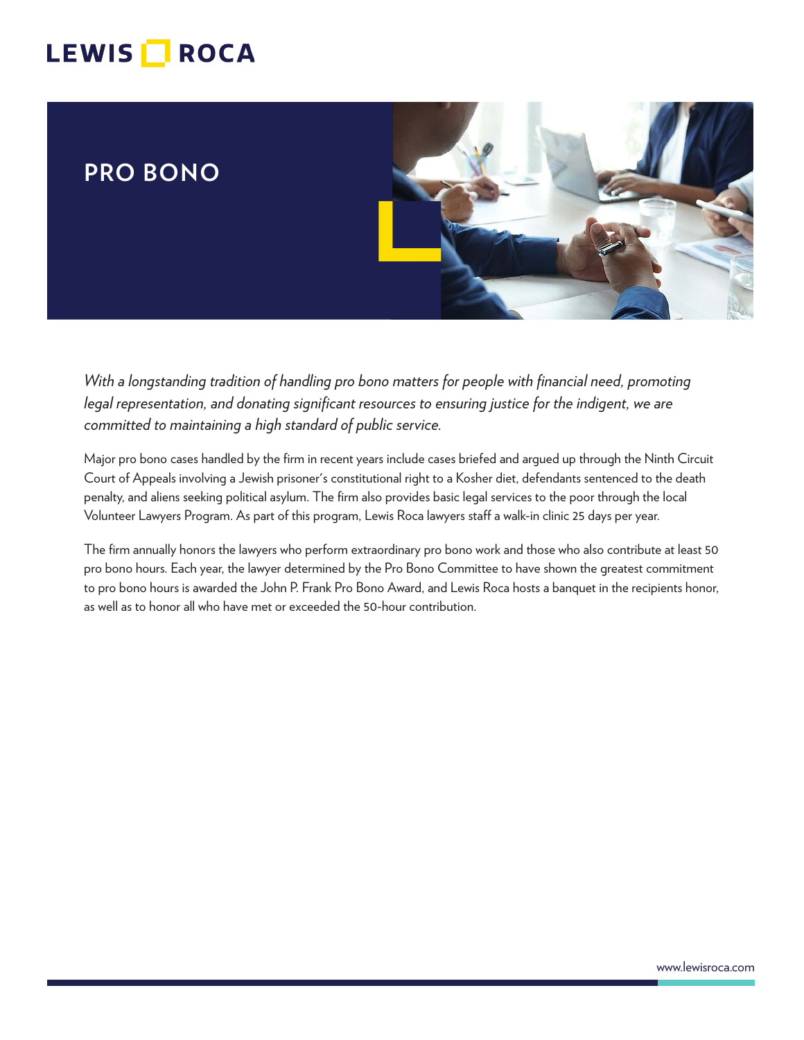LEWIS ROCA

# PRO BONO

*With a longstanding tradition of handling pro bono matters for people with financial need, promoting legal representation, and donating significant resources to ensuring justice for the indigent, we are committed to maintaining a high standard of public service.*

Major pro bono cases handled by the firm in recent years include cases briefed and argued up through the Ninth Circuit Court of Appeals involving a Jewish prisoner's constitutional right to a Kosher diet, defendants sentenced to the death penalty, and aliens seeking political asylum. The firm also provides basic legal services to the poor through the local Volunteer Lawyers Program. As part of this program, Lewis Roca lawyers staff a walk-in clinic 25 days per year.

The firm annually honors the lawyers who perform extraordinary pro bono work and those who also contribute at least 50 pro bono hours. Each year, the lawyer determined by the Pro Bono Committee to have shown the greatest commitment to pro bono hours is awarded the John P. Frank Pro Bono Award, and Lewis Roca hosts a banquet in the recipients honor, as well as to honor all who have met or exceeded the 50-hour contribution.

www.lewisroca.com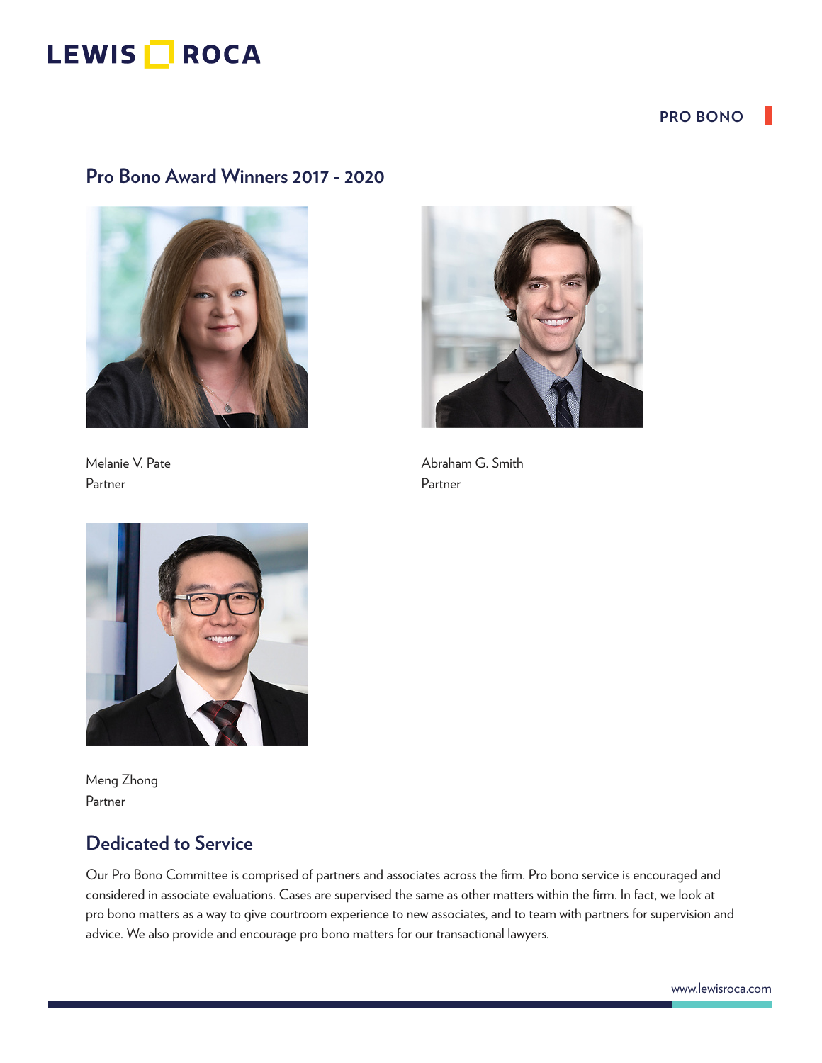PRO BONO

## Pro Bono Award Winners 2017 - 2020

Melanie V. Pate
Partner

Abraham G. Smith
Partner

Meng Zhong
Partner

## Dedicated to Service

Our Pro Bono Committee is comprised of partners and associates across the firm. Pro bono service is encouraged and considered in associate evaluations. Cases are supervised the same as other matters within the firm. In fact, we look at pro bono matters as a way to give courtroom experience to new associates, and to team with partners for supervision and advice. We also provide and encourage pro bono matters for our transactional lawyers.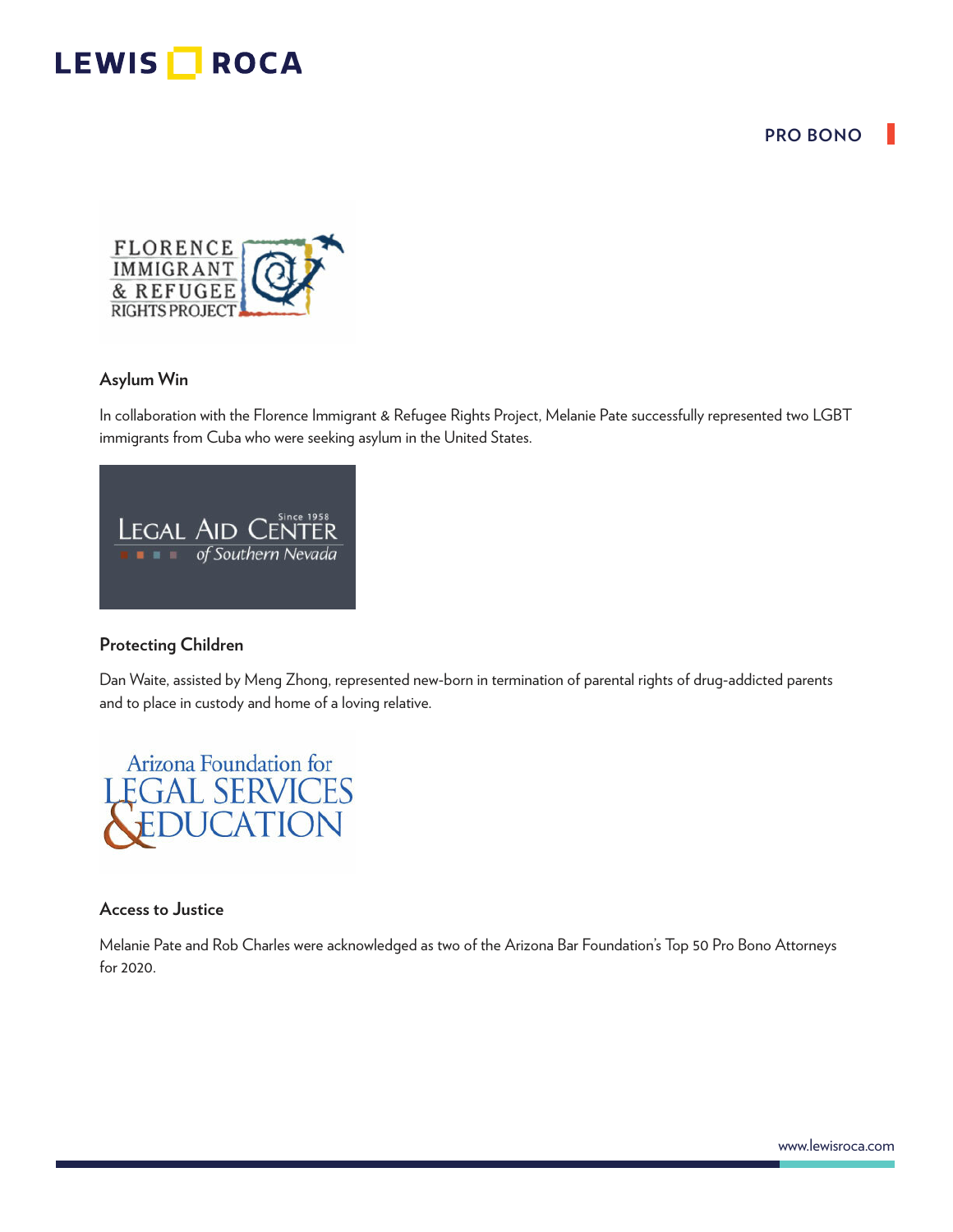## PRO BONO

FLORENCE IMMIGRANT & REFUGEE RIGHTS PROJECT

### Asylum Win

In collaboration with the Florence Immigrant & Refugee Rights Project, Melanie Pate successfully represented two LGBT immigrants from Cuba who were seeking asylum in the United States.

LEGAL AID CENTER of Southern Nevada Since 1958

### Protecting Children

Dan Waite, assisted by Meng Zhong, represented new-born in termination of parental rights of drug-addicted parents and to place in custody and home of a loving relative.

Arizona Foundation for LEGAL SERVICES & EDUCATION

### Access to Justice

Melanie Pate and Rob Charles were acknowledged as two of the Arizona Bar Foundation's Top 50 Pro Bono Attorneys for 2020.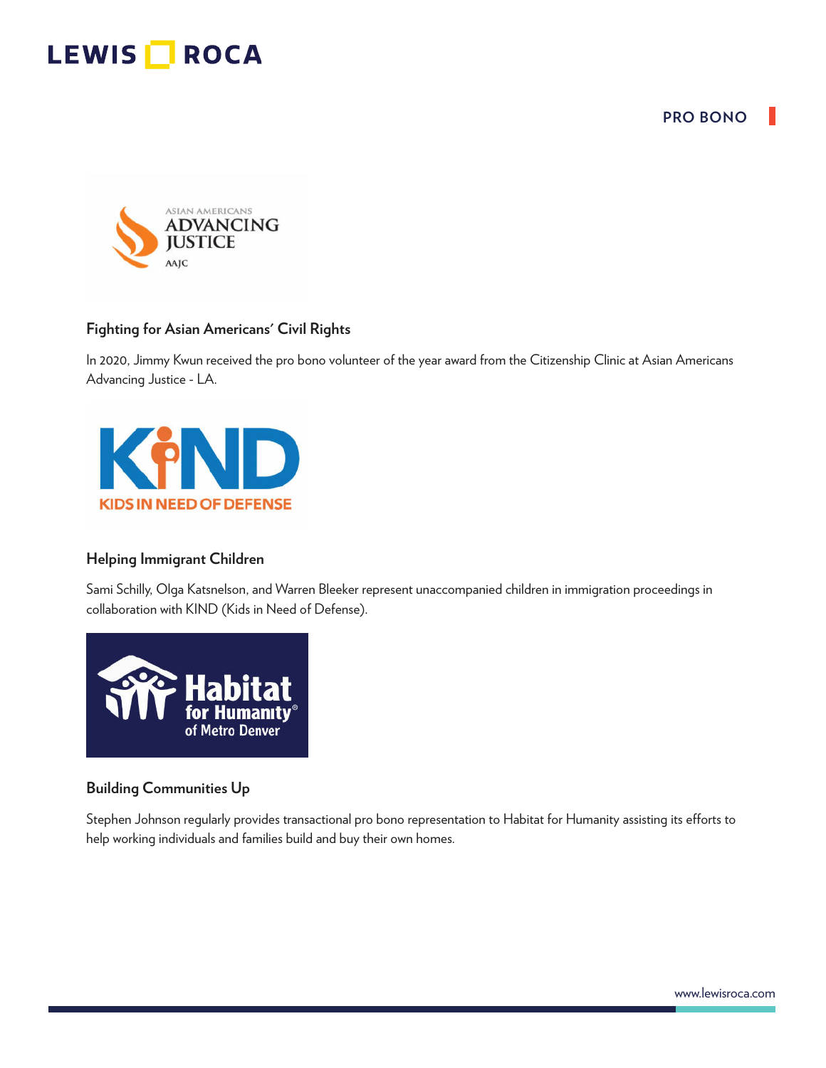### Fighting for Asian Americans' Civil Rights

In 2020, Jimmy Kwun received the pro bono volunteer of the year award from the Citizenship Clinic at Asian Americans Advancing Justice - LA.

### Helping Immigrant Children

Sami Schilly, Olga Katsnelson, and Warren Bleeker represent unaccompanied children in immigration proceedings in collaboration with KIND (Kids in Need of Defense).

### Building Communities Up

Stephen Johnson regularly provides transactional pro bono representation to Habitat for Humanity assisting its efforts to help working individuals and families build and buy their own homes.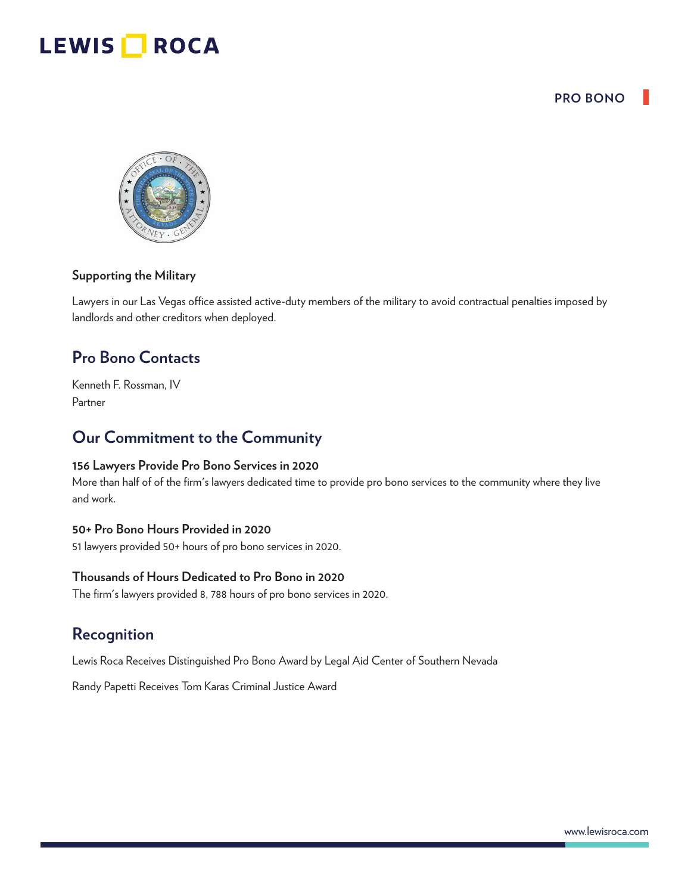**Supporting the Military**

Lawyers in our Las Vegas office assisted active-duty members of the military to avoid contractual penalties imposed by landlords and other creditors when deployed.

## Pro Bono Contacts

Kenneth F. Rossman, IV
Partner

## Our Commitment to the Community

**156 Lawyers Provide Pro Bono Services in 2020**
More than half of of the firm's lawyers dedicated time to provide pro bono services to the community where they live and work.

**50+ Pro Bono Hours Provided in 2020**
51 lawyers provided 50+ hours of pro bono services in 2020.

**Thousands of Hours Dedicated to Pro Bono in 2020**
The firm's lawyers provided 8, 788 hours of pro bono services in 2020.

## Recognition

Lewis Roca Receives Distinguished Pro Bono Award by Legal Aid Center of Southern Nevada

Randy Papetti Receives Tom Karas Criminal Justice Award